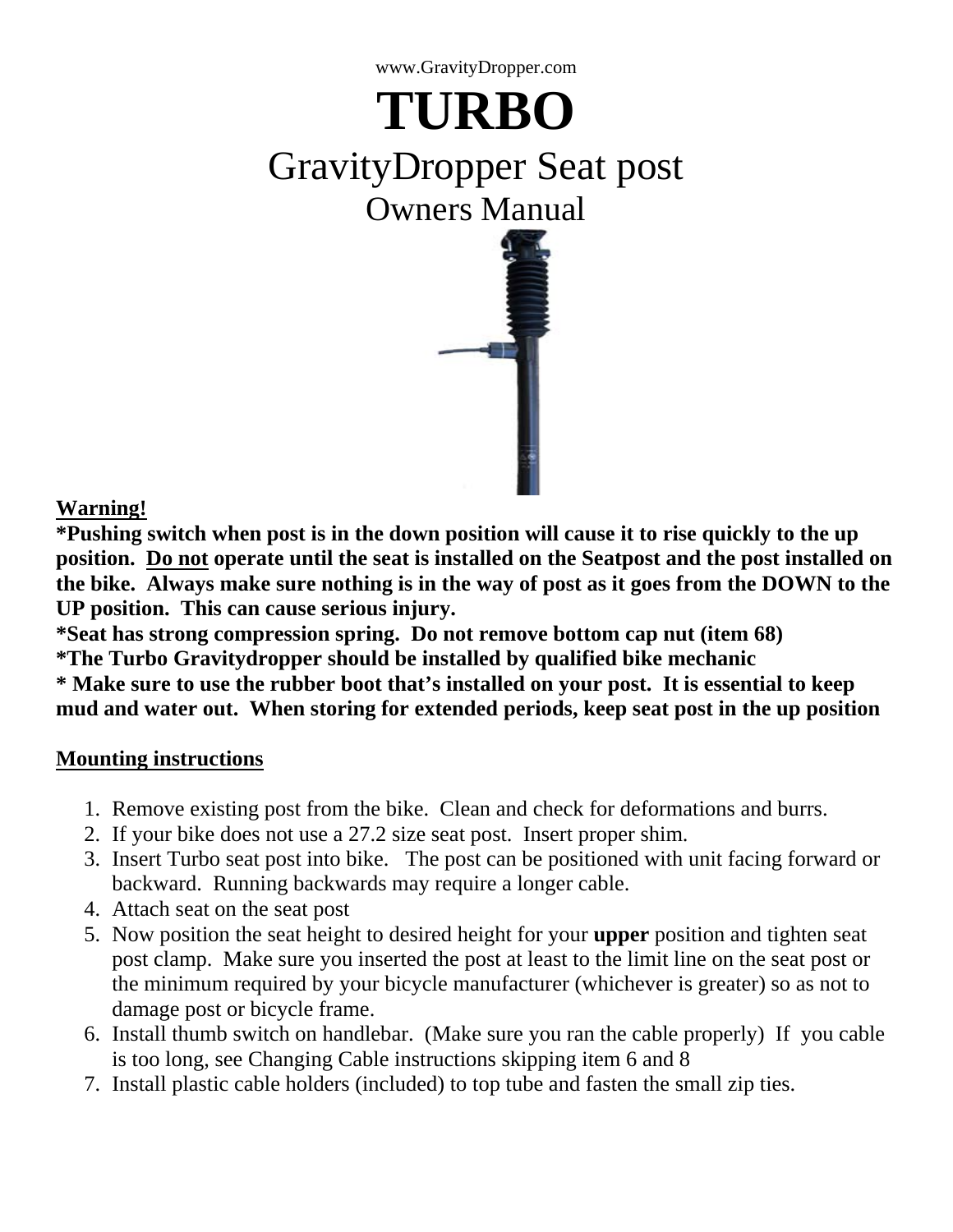www.GravityDropper.com

# TURBO

## GravityDropper Seat post

### Owners Manual

**<u>Warning!</u>**

**\*Pushing switch when post is in the down position will cause it to rise quickly to the up position. <u>Do not</u> operate until the seat is installed on the Seatpost and the post installed on the bike. Always make sure nothing is in the way of post as it goes from the DOWN to the UP position. This can cause serious injury.**

**\*Seat has strong compression spring. Do not remove bottom cap nut (item 68)**

**\*The Turbo Gravitydropper should be installed by qualified bike mechanic**

**\* Make sure to use the rubber boot that's installed on your post. It is essential to keep mud and water out. When storing for extended periods, keep seat post in the up position**

**<u>Mounting instructions</u>**

1. Remove existing post from the bike. Clean and check for deformations and burrs.
2. If your bike does not use a 27.2 size seat post. Insert proper shim.
3. Insert Turbo seat post into bike. The post can be positioned with unit facing forward or backward. Running backwards may require a longer cable.
4. Attach seat on the seat post
5. Now position the seat height to desired height for your **upper** position and tighten seat post clamp. Make sure you inserted the post at least to the limit line on the seat post or the minimum required by your bicycle manufacturer (whichever is greater) so as not to damage post or bicycle frame.
6. Install thumb switch on handlebar. (Make sure you ran the cable properly) If you cable is too long, see Changing Cable instructions skipping item 6 and 8
7. Install plastic cable holders (included) to top tube and fasten the small zip ties.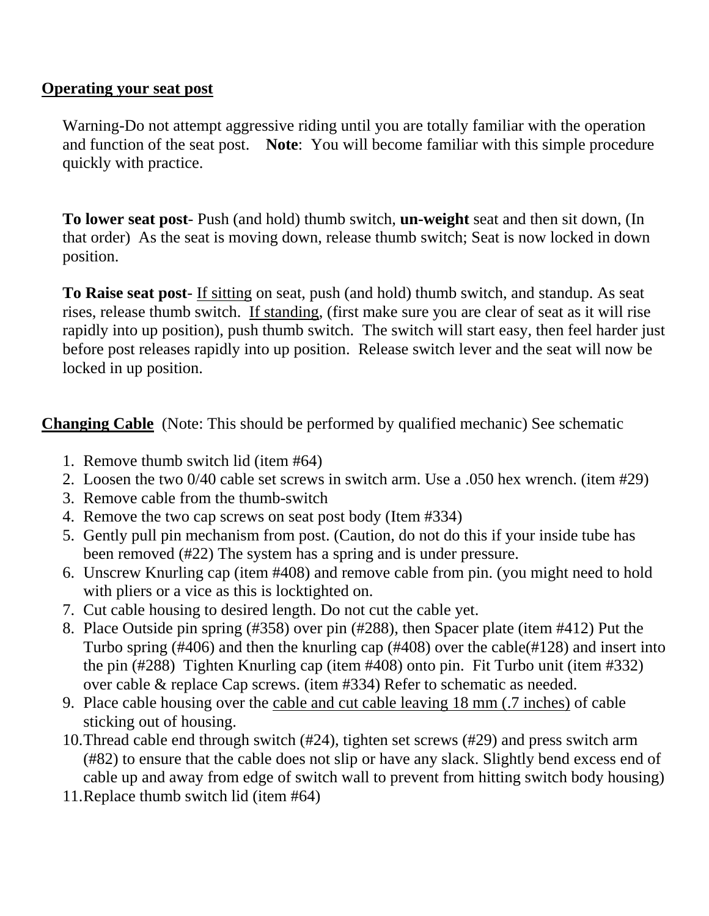**<u>Operating your seat post</u>**

Warning-Do not attempt aggressive riding until you are totally familiar with the operation and function of the seat post. **Note**: You will become familiar with this simple procedure quickly with practice.

**To lower seat post**- Push (and hold) thumb switch, **un-weight** seat and then sit down, (In that order) As the seat is moving down, release thumb switch; Seat is now locked in down position.

**To Raise seat post**- <u>If sitting</u> on seat, push (and hold) thumb switch, and standup. As seat rises, release thumb switch. <u>If standing</u>, (first make sure you are clear of seat as it will rise rapidly into up position), push thumb switch. The switch will start easy, then feel harder just before post releases rapidly into up position. Release switch lever and the seat will now be locked in up position.

**<u>Changing Cable</u>** (Note: This should be performed by qualified mechanic) See schematic

1. Remove thumb switch lid (item #64)
2. Loosen the two 0/40 cable set screws in switch arm. Use a .050 hex wrench. (item #29)
3. Remove cable from the thumb-switch
4. Remove the two cap screws on seat post body (Item #334)
5. Gently pull pin mechanism from post. (Caution, do not do this if your inside tube has been removed (#22) The system has a spring and is under pressure.
6. Unscrew Knurling cap (item #408) and remove cable from pin. (you might need to hold with pliers or a vice as this is locktighted on.
7. Cut cable housing to desired length. Do not cut the cable yet.
8. Place Outside pin spring (#358) over pin (#288), then Spacer plate (item #412) Put the Turbo spring (#406) and then the knurling cap (#408) over the cable(#128) and insert into the pin (#288) Tighten Knurling cap (item #408) onto pin. Fit Turbo unit (item #332) over cable & replace Cap screws. (item #334) Refer to schematic as needed.
9. Place cable housing over the <u>cable and cut cable leaving 18 mm (.7 inches)</u> of cable sticking out of housing.
10. Thread cable end through switch (#24), tighten set screws (#29) and press switch arm (#82) to ensure that the cable does not slip or have any slack. Slightly bend excess end of cable up and away from edge of switch wall to prevent from hitting switch body housing)
11. Replace thumb switch lid (item #64)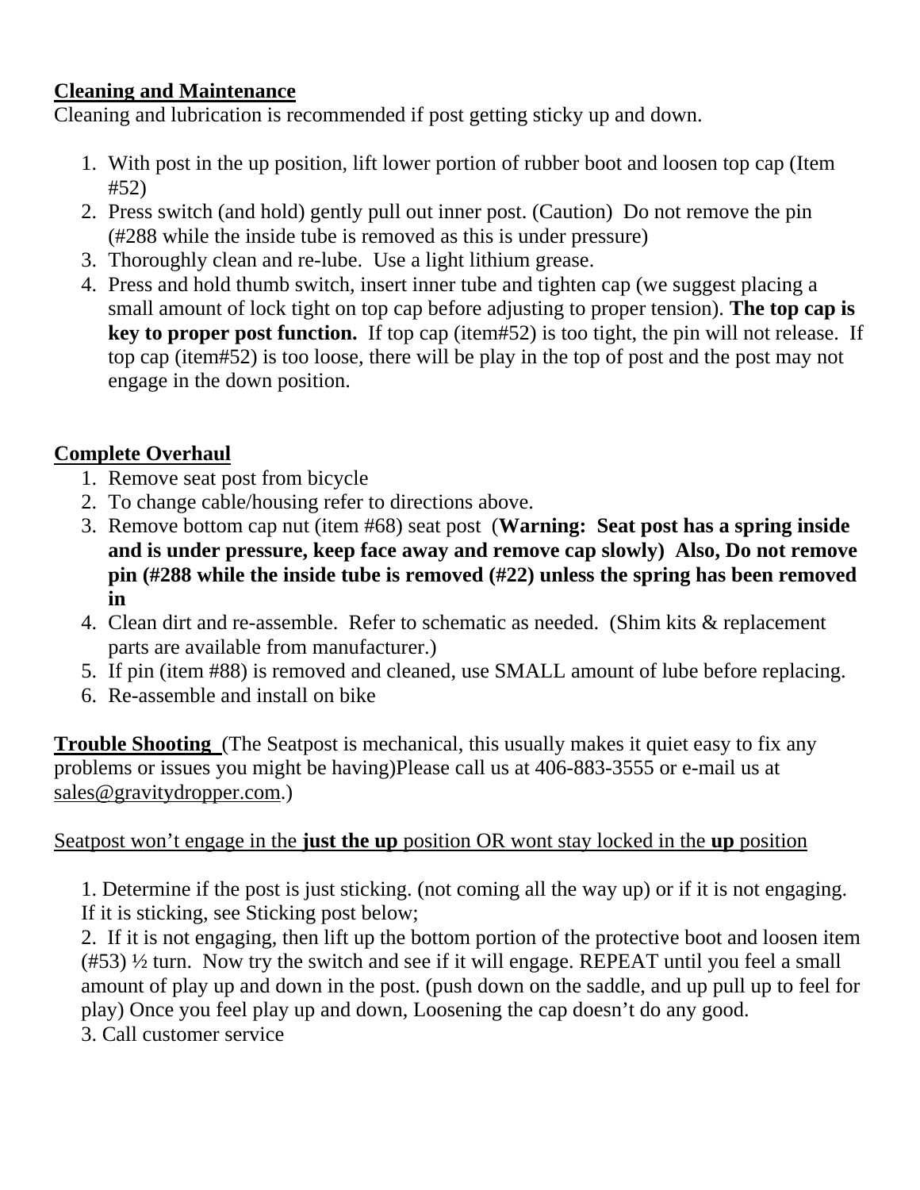**<u>Cleaning and Maintenance</u>**

Cleaning and lubrication is recommended if post getting sticky up and down.

1. With post in the up position, lift lower portion of rubber boot and loosen top cap (Item #52)
2. Press switch (and hold) gently pull out inner post. (Caution) Do not remove the pin (#288 while the inside tube is removed as this is under pressure)
3. Thoroughly clean and re-lube. Use a light lithium grease.
4. Press and hold thumb switch, insert inner tube and tighten cap (we suggest placing a small amount of lock tight on top cap before adjusting to proper tension). **The top cap is key to proper post function.** If top cap (item#52) is too tight, the pin will not release. If top cap (item#52) is too loose, there will be play in the top of post and the post may not engage in the down position.

**<u>Complete Overhaul</u>**

1. Remove seat post from bicycle
2. To change cable/housing refer to directions above.
3. Remove bottom cap nut (item #68) seat post (**Warning: Seat post has a spring inside and is under pressure, keep face away and remove cap slowly) Also, Do not remove pin (#288 while the inside tube is removed (#22) unless the spring has been removed in**
4. Clean dirt and re-assemble. Refer to schematic as needed. (Shim kits & replacement parts are available from manufacturer.)
5. If pin (item #88) is removed and cleaned, use SMALL amount of lube before replacing.
6. Re-assemble and install on bike

**<u>Trouble Shooting</u>** (The Seatpost is mechanical, this usually makes it quiet easy to fix any problems or issues you might be having)Please call us at 406-883-3555 or e-mail us at sales@gravitydropper.com.)

<u>Seatpost won't engage in the **just the up** position OR wont stay locked in the **up** position</u>

1. Determine if the post is just sticking. (not coming all the way up) or if it is not engaging. If it is sticking, see Sticking post below;
2. If it is not engaging, then lift up the bottom portion of the protective boot and loosen item (#53) ½ turn. Now try the switch and see if it will engage. REPEAT until you feel a small amount of play up and down in the post. (push down on the saddle, and up pull up to feel for play) Once you feel play up and down, Loosening the cap doesn't do any good.
3. Call customer service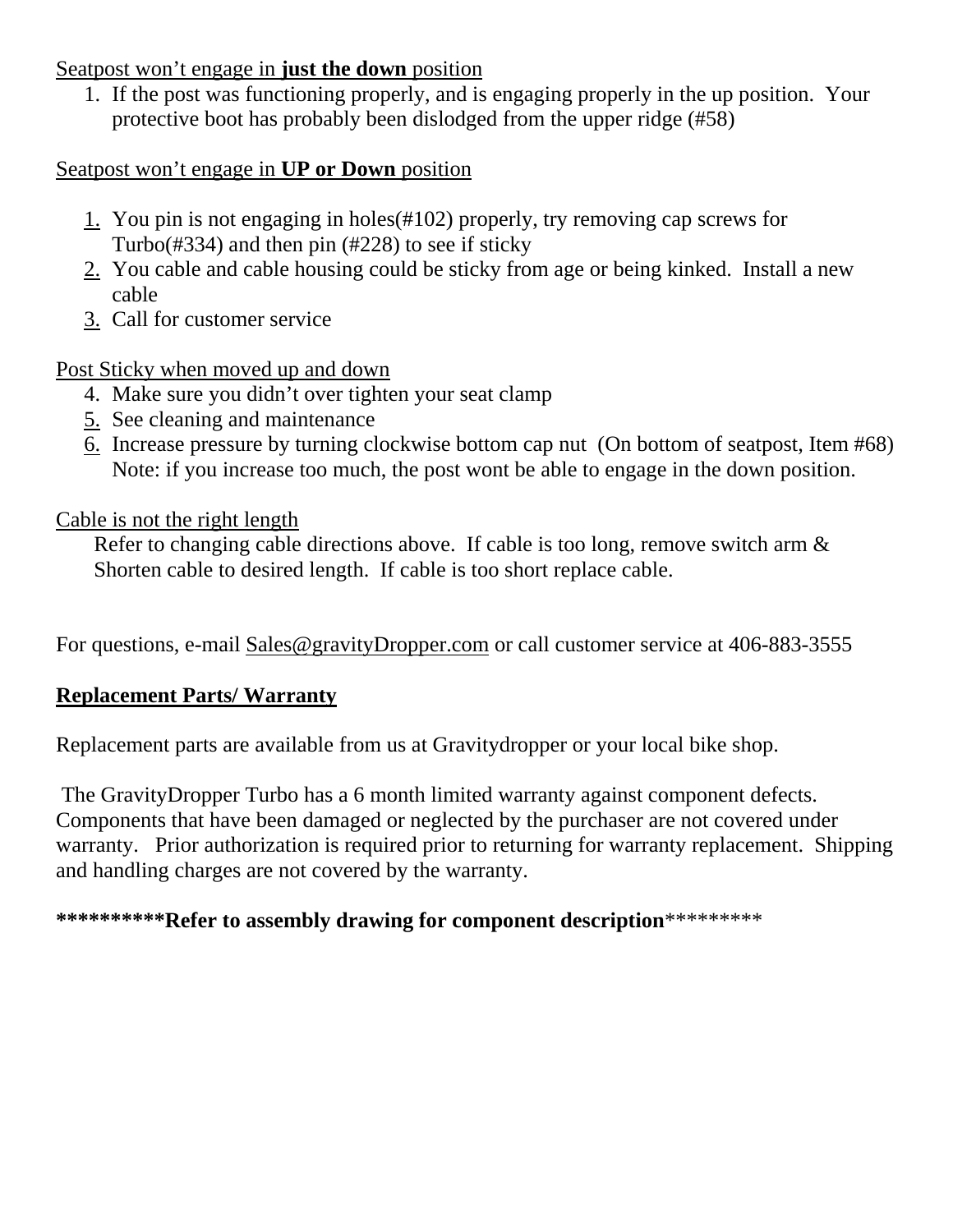Seatpost won't engage in **just the down** position

1. If the post was functioning properly, and is engaging properly in the up position. Your protective boot has probably been dislodged from the upper ridge (#58)

Seatpost won't engage in **UP or Down** position

1. You pin is not engaging in holes(#102) properly, try removing cap screws for Turbo(#334) and then pin (#228) to see if sticky
2. You cable and cable housing could be sticky from age or being kinked. Install a new cable
3. Call for customer service

Post Sticky when moved up and down

4. Make sure you didn't over tighten your seat clamp
5. See cleaning and maintenance
6. Increase pressure by turning clockwise bottom cap nut (On bottom of seatpost, Item #68) Note: if you increase too much, the post wont be able to engage in the down position.

Cable is not the right length

Refer to changing cable directions above. If cable is too long, remove switch arm & Shorten cable to desired length. If cable is too short replace cable.

For questions, e-mail Sales@gravityDropper.com or call customer service at 406-883-3555

**Replacement Parts/ Warranty**

Replacement parts are available from us at Gravitydropper or your local bike shop.

The GravityDropper Turbo has a 6 month limited warranty against component defects. Components that have been damaged or neglected by the purchaser are not covered under warranty. Prior authorization is required prior to returning for warranty replacement. Shipping and handling charges are not covered by the warranty.

**\*\*\*\*\*\*\*\*\*\*Refer to assembly drawing for component description**\*\*\*\*\*\*\*\*\*